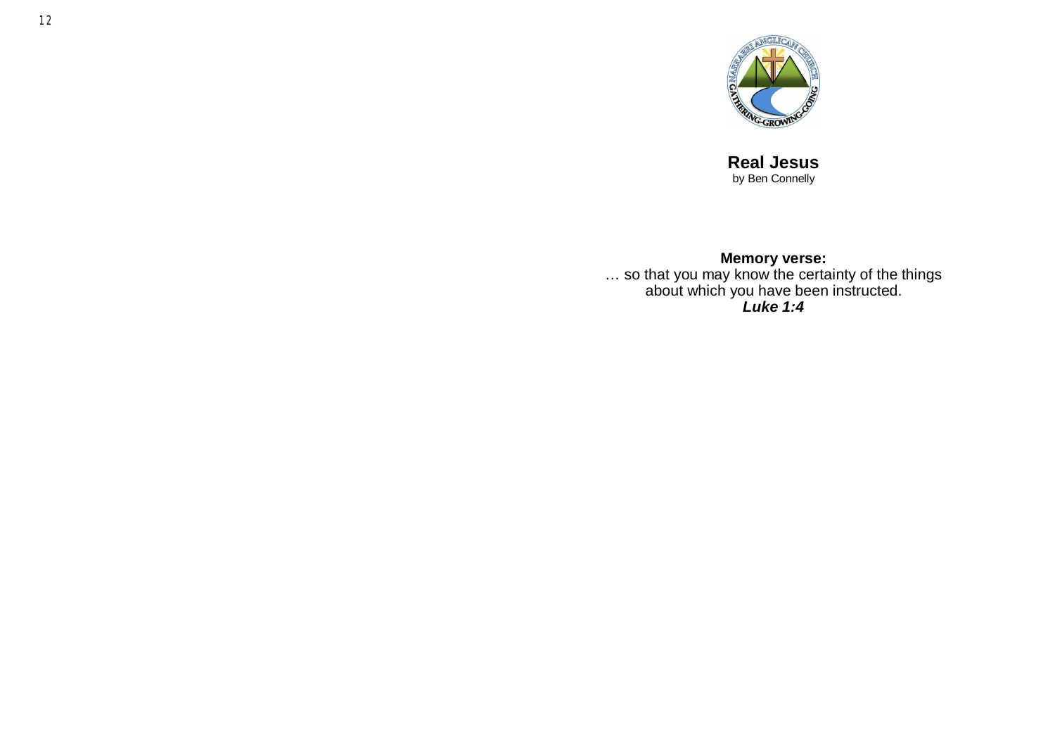# Real Jesus

by Ben Connelly

**Memory verse:**

… so that you may know the certainty of the things about which you have been instructed.

***Luke 1:4***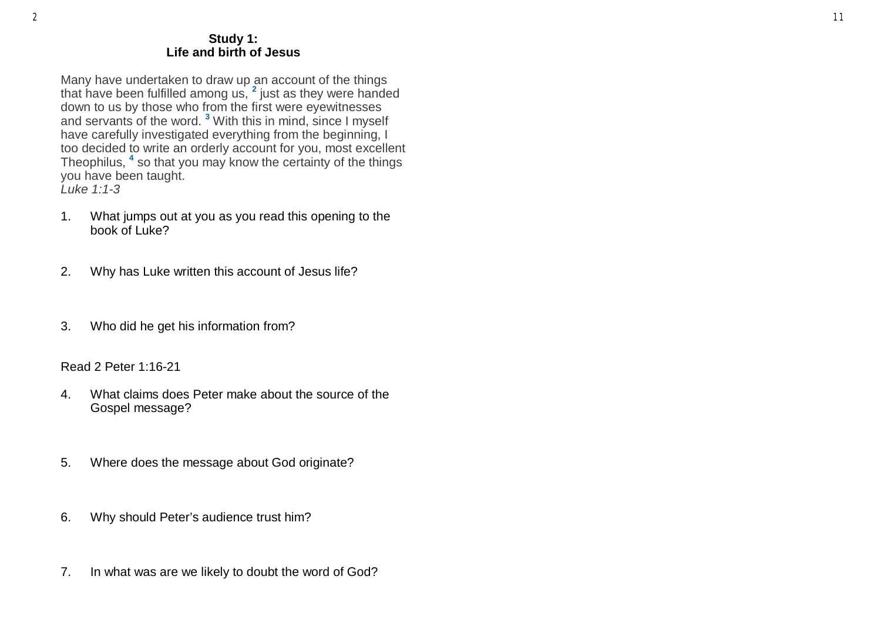**Study 1:**
**Life and birth of Jesus**

Many have undertaken to draw up an account of the things that have been fulfilled among us, [2] just as they were handed down to us by those who from the first were eyewitnesses and servants of the word. [3] With this in mind, since I myself have carefully investigated everything from the beginning, I too decided to write an orderly account for you, most excellent Theophilus, [4] so that you may know the certainty of the things you have been taught.
*Luke 1:1-3*

1. What jumps out at you as you read this opening to the book of Luke?

2. Why has Luke written this account of Jesus life?

3. Who did he get his information from?

Read 2 Peter 1:16-21

4. What claims does Peter make about the source of the Gospel message?

5. Where does the message about God originate?

6. Why should Peter's audience trust him?

7. In what was are we likely to doubt the word of God?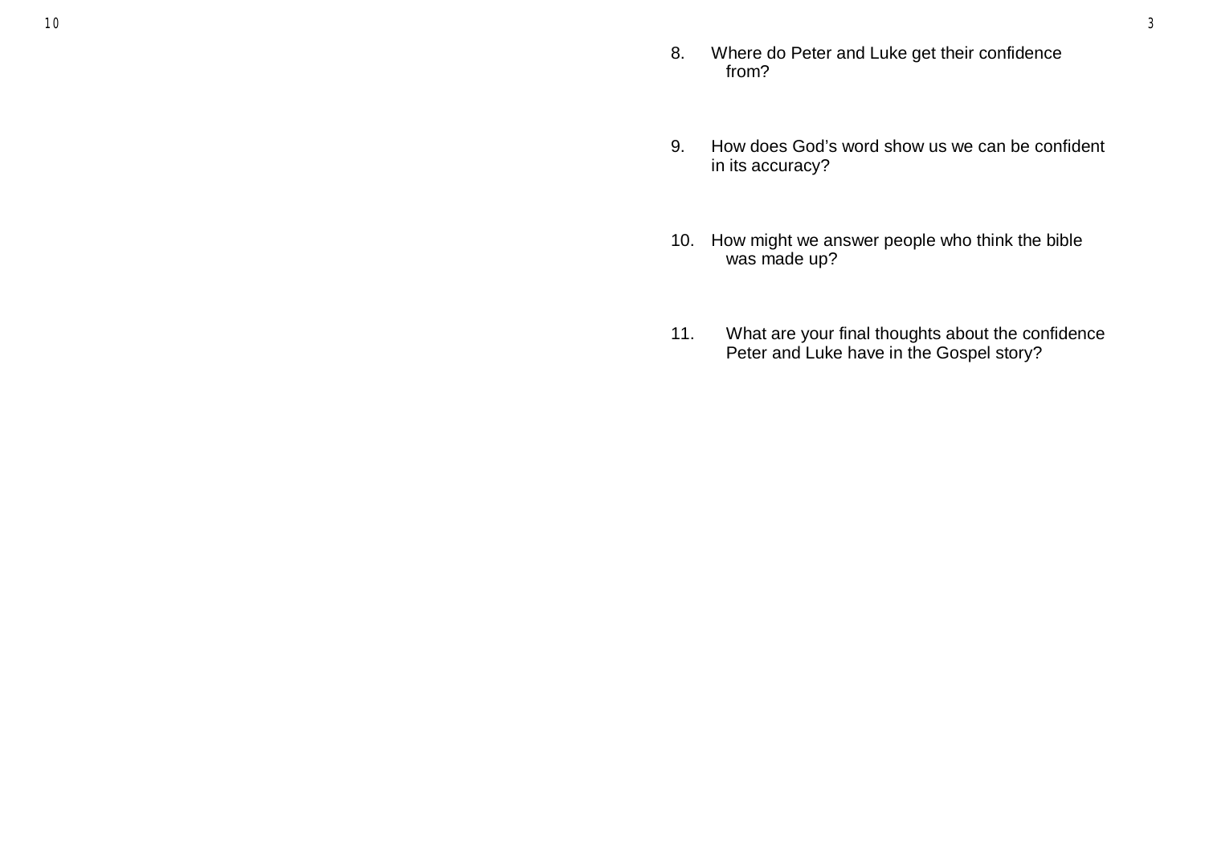8. Where do Peter and Luke get their confidence from?

9. How does God's word show us we can be confident in its accuracy?

10. How might we answer people who think the bible was made up?

11. What are your final thoughts about the confidence Peter and Luke have in the Gospel story?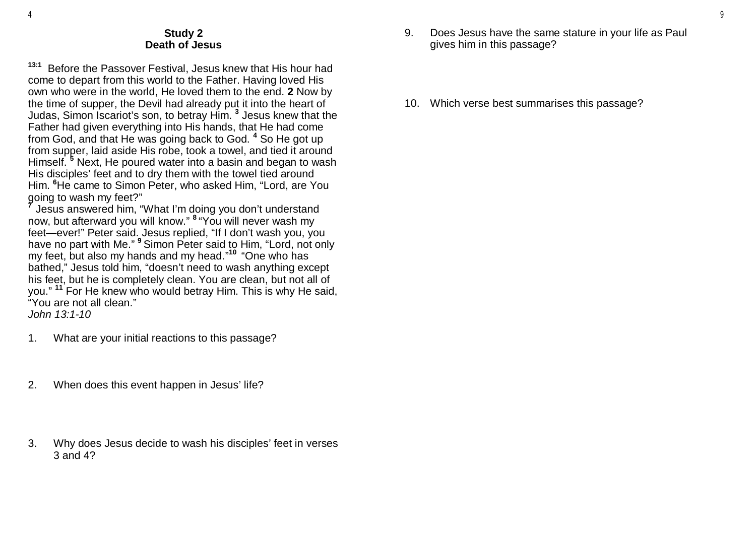**Study 2**
**Death of Jesus**

13:1 Before the Passover Festival, Jesus knew that His hour had come to depart from this world to the Father. Having loved His own who were in the world, He loved them to the end. **2** Now by the time of supper, the Devil had already put it into the heart of Judas, Simon Iscariot's son, to betray Him. 3 Jesus knew that the Father had given everything into His hands, that He had come from God, and that He was going back to God. 4 So He got up from supper, laid aside His robe, took a towel, and tied it around Himself. 5 Next, He poured water into a basin and began to wash His disciples' feet and to dry them with the towel tied around Him. 6He came to Simon Peter, who asked Him, "Lord, are You going to wash my feet?"
7 Jesus answered him, "What I'm doing you don't understand now, but afterward you will know." 8 "You will never wash my feet—ever!" Peter said. Jesus replied, "If I don't wash you, you have no part with Me." 9 Simon Peter said to Him, "Lord, not only my feet, but also my hands and my head." 10 "One who has bathed," Jesus told him, "doesn't need to wash anything except his feet, but he is completely clean. You are clean, but not all of you." 11 For He knew who would betray Him. This is why He said, "You are not all clean."
*John 13:1-10*

1. What are your initial reactions to this passage?

2. When does this event happen in Jesus' life?

3. Why does Jesus decide to wash his disciples' feet in verses 3 and 4?

9. Does Jesus have the same stature in your life as Paul gives him in this passage?

10. Which verse best summarises this passage?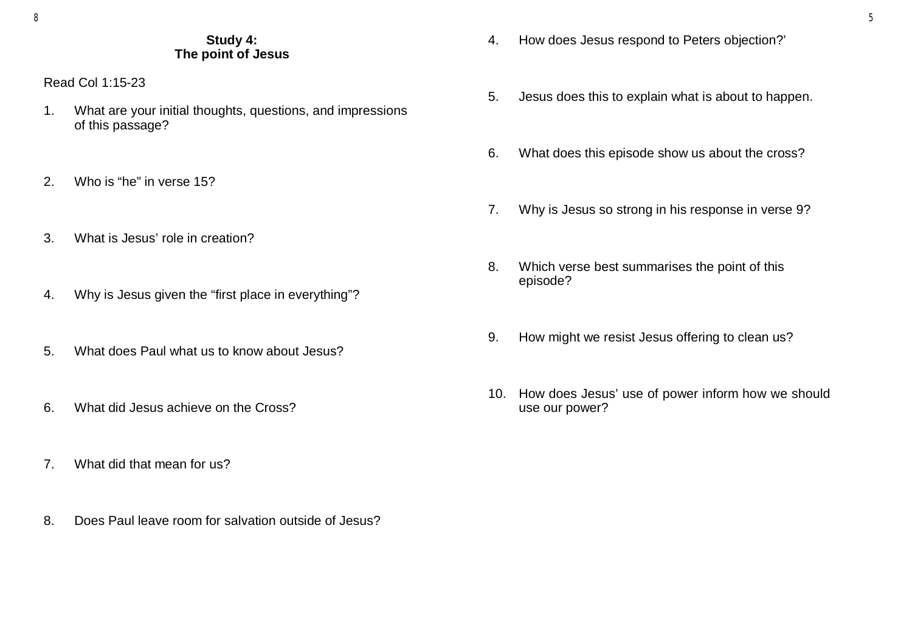**Study 4:**
**The point of Jesus**

Read Col 1:15-23

1. What are your initial thoughts, questions, and impressions of this passage?

2. Who is "he" in verse 15?

3. What is Jesus' role in creation?

4. Why is Jesus given the "first place in everything"?

5. What does Paul what us to know about Jesus?

6. What did Jesus achieve on the Cross?

7. What did that mean for us?

8. Does Paul leave room for salvation outside of Jesus?

4. How does Jesus respond to Peters objection?'

5. Jesus does this to explain what is about to happen.

6. What does this episode show us about the cross?

7. Why is Jesus so strong in his response in verse 9?

8. Which verse best summarises the point of this episode?

9. How might we resist Jesus offering to clean us?

10. How does Jesus' use of power inform how we should use our power?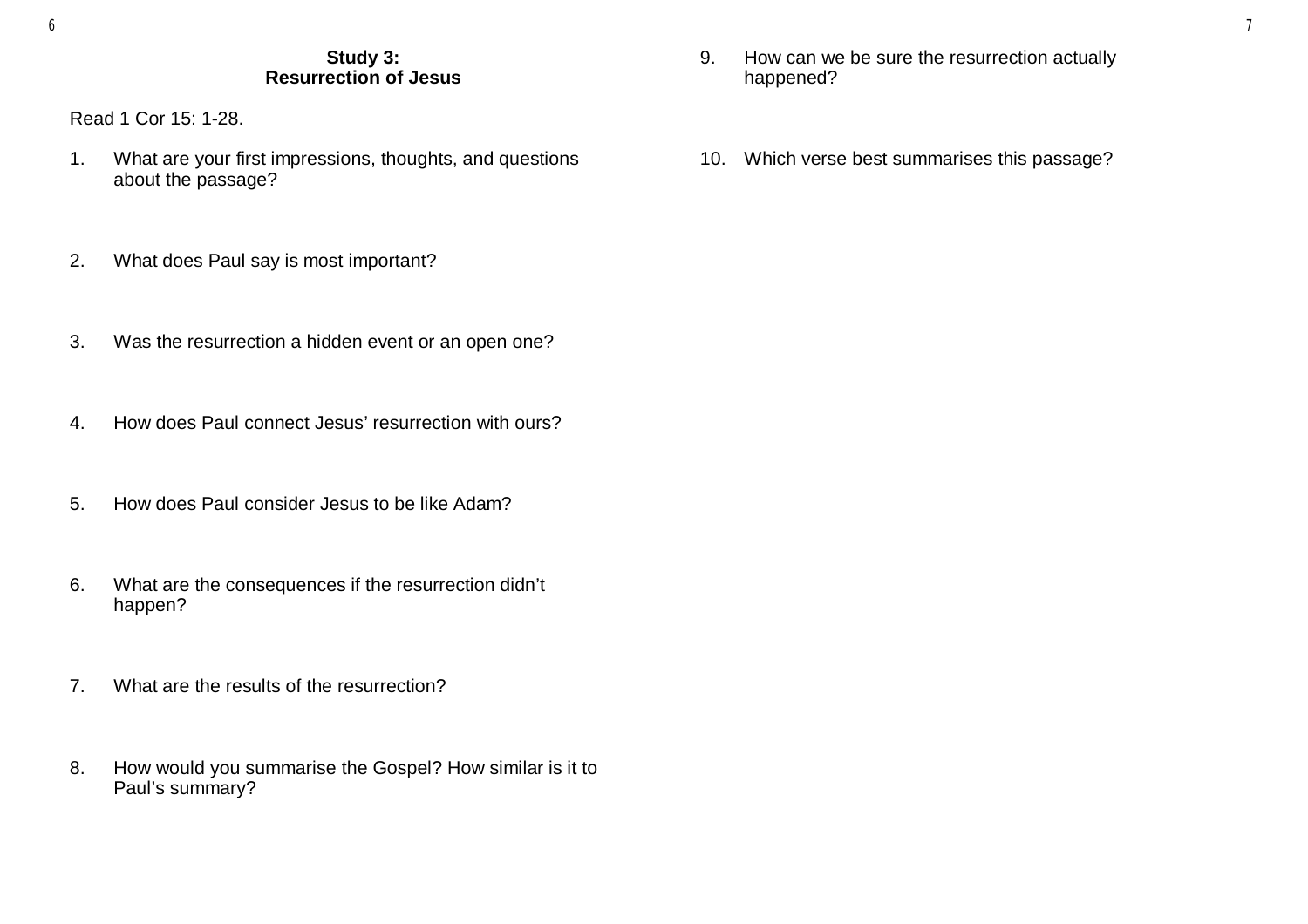## Study 3: Resurrection of Jesus

Read 1 Cor 15: 1-28.

1. What are your first impressions, thoughts, and questions about the passage?

2. What does Paul say is most important?

3. Was the resurrection a hidden event or an open one?

4. How does Paul connect Jesus' resurrection with ours?

5. How does Paul consider Jesus to be like Adam?

6. What are the consequences if the resurrection didn't happen?

7. What are the results of the resurrection?

8. How would you summarise the Gospel? How similar is it to Paul's summary?

9. How can we be sure the resurrection actually happened?

10. Which verse best summarises this passage?